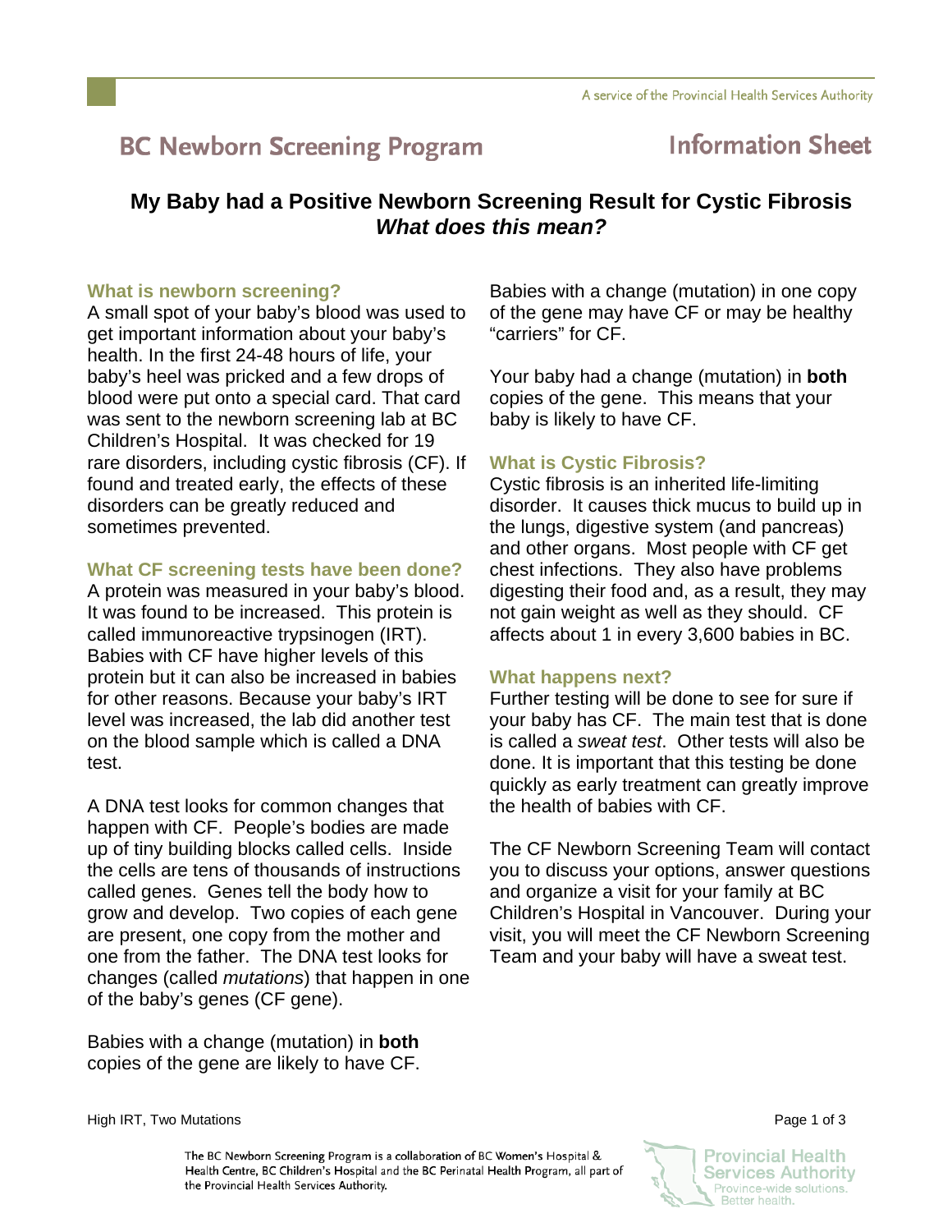# BC Newborn Screening Program — Information Sheet

## My Baby had a Positive Newborn Screening Result for Cystic Fibrosis
### *What does this mean?*

### What is newborn screening?

A small spot of your baby's blood was used to get important information about your baby's health. In the first 24-48 hours of life, your baby's heel was pricked and a few drops of blood were put onto a special card. That card was sent to the newborn screening lab at BC Children's Hospital. It was checked for 19 rare disorders, including cystic fibrosis (CF). If found and treated early, the effects of these disorders can be greatly reduced and sometimes prevented.

### What CF screening tests have been done?

A protein was measured in your baby's blood. It was found to be increased. This protein is called immunoreactive trypsinogen (IRT). Babies with CF have higher levels of this protein but it can also be increased in babies for other reasons. Because your baby's IRT level was increased, the lab did another test on the blood sample which is called a DNA test.

A DNA test looks for common changes that happen with CF. People's bodies are made up of tiny building blocks called cells. Inside the cells are tens of thousands of instructions called genes. Genes tell the body how to grow and develop. Two copies of each gene are present, one copy from the mother and one from the father. The DNA test looks for changes (called *mutations*) that happen in one of the baby's genes (CF gene).

Babies with a change (mutation) in **both** copies of the gene are likely to have CF.

Babies with a change (mutation) in one copy of the gene may have CF or may be healthy "carriers" for CF.

Your baby had a change (mutation) in **both** copies of the gene. This means that your baby is likely to have CF.

### What is Cystic Fibrosis?

Cystic fibrosis is an inherited life-limiting disorder. It causes thick mucus to build up in the lungs, digestive system (and pancreas) and other organs. Most people with CF get chest infections. They also have problems digesting their food and, as a result, they may not gain weight as well as they should. CF affects about 1 in every 3,600 babies in BC.

### What happens next?

Further testing will be done to see for sure if your baby has CF. The main test that is done is called a *sweat test*. Other tests will also be done. It is important that this testing be done quickly as early treatment can greatly improve the health of babies with CF.

The CF Newborn Screening Team will contact you to discuss your options, answer questions and organize a visit for your family at BC Children's Hospital in Vancouver. During your visit, you will meet the CF Newborn Screening Team and your baby will have a sweat test.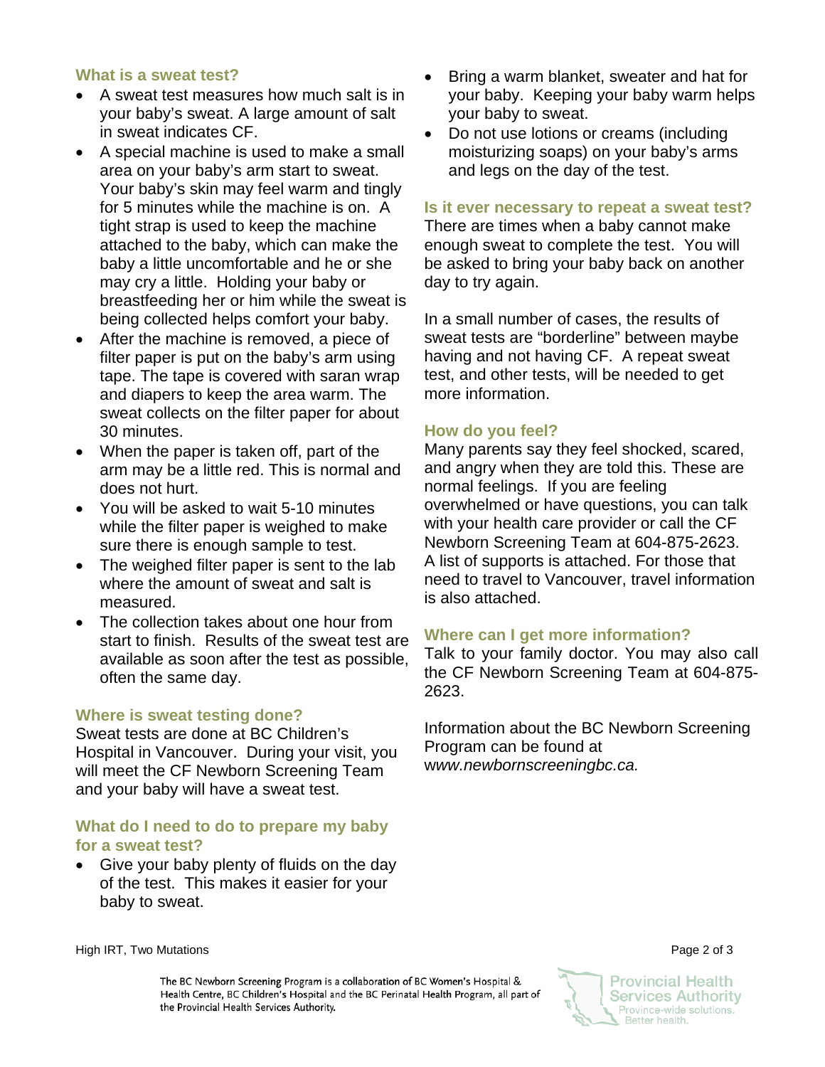## What is a sweat test?

- A sweat test measures how much salt is in your baby's sweat. A large amount of salt in sweat indicates CF.
- A special machine is used to make a small area on your baby's arm start to sweat. Your baby's skin may feel warm and tingly for 5 minutes while the machine is on. A tight strap is used to keep the machine attached to the baby, which can make the baby a little uncomfortable and he or she may cry a little. Holding your baby or breastfeeding her or him while the sweat is being collected helps comfort your baby.
- After the machine is removed, a piece of filter paper is put on the baby's arm using tape. The tape is covered with saran wrap and diapers to keep the area warm. The sweat collects on the filter paper for about 30 minutes.
- When the paper is taken off, part of the arm may be a little red. This is normal and does not hurt.
- You will be asked to wait 5-10 minutes while the filter paper is weighed to make sure there is enough sample to test.
- The weighed filter paper is sent to the lab where the amount of sweat and salt is measured.
- The collection takes about one hour from start to finish. Results of the sweat test are available as soon after the test as possible, often the same day.

## Where is sweat testing done?

Sweat tests are done at BC Children's Hospital in Vancouver. During your visit, you will meet the CF Newborn Screening Team and your baby will have a sweat test.

## What do I need to do to prepare my baby for a sweat test?

- Give your baby plenty of fluids on the day of the test. This makes it easier for your baby to sweat.
- Bring a warm blanket, sweater and hat for your baby. Keeping your baby warm helps your baby to sweat.
- Do not use lotions or creams (including moisturizing soaps) on your baby's arms and legs on the day of the test.

## Is it ever necessary to repeat a sweat test?

There are times when a baby cannot make enough sweat to complete the test. You will be asked to bring your baby back on another day to try again.

In a small number of cases, the results of sweat tests are "borderline" between maybe having and not having CF. A repeat sweat test, and other tests, will be needed to get more information.

## How do you feel?

Many parents say they feel shocked, scared, and angry when they are told this. These are normal feelings. If you are feeling overwhelmed or have questions, you can talk with your health care provider or call the CF Newborn Screening Team at 604-875-2623. A list of supports is attached. For those that need to travel to Vancouver, travel information is also attached.

## Where can I get more information?

Talk to your family doctor. You may also call the CF Newborn Screening Team at 604-875-2623.

Information about the BC Newborn Screening Program can be found at *www.newbornscreeningbc.ca.*

The BC Newborn Screening Program is a collaboration of BC Women's Hospital & Health Centre, BC Children's Hospital and the BC Perinatal Health Program, all part of the Provincial Health Services Authority.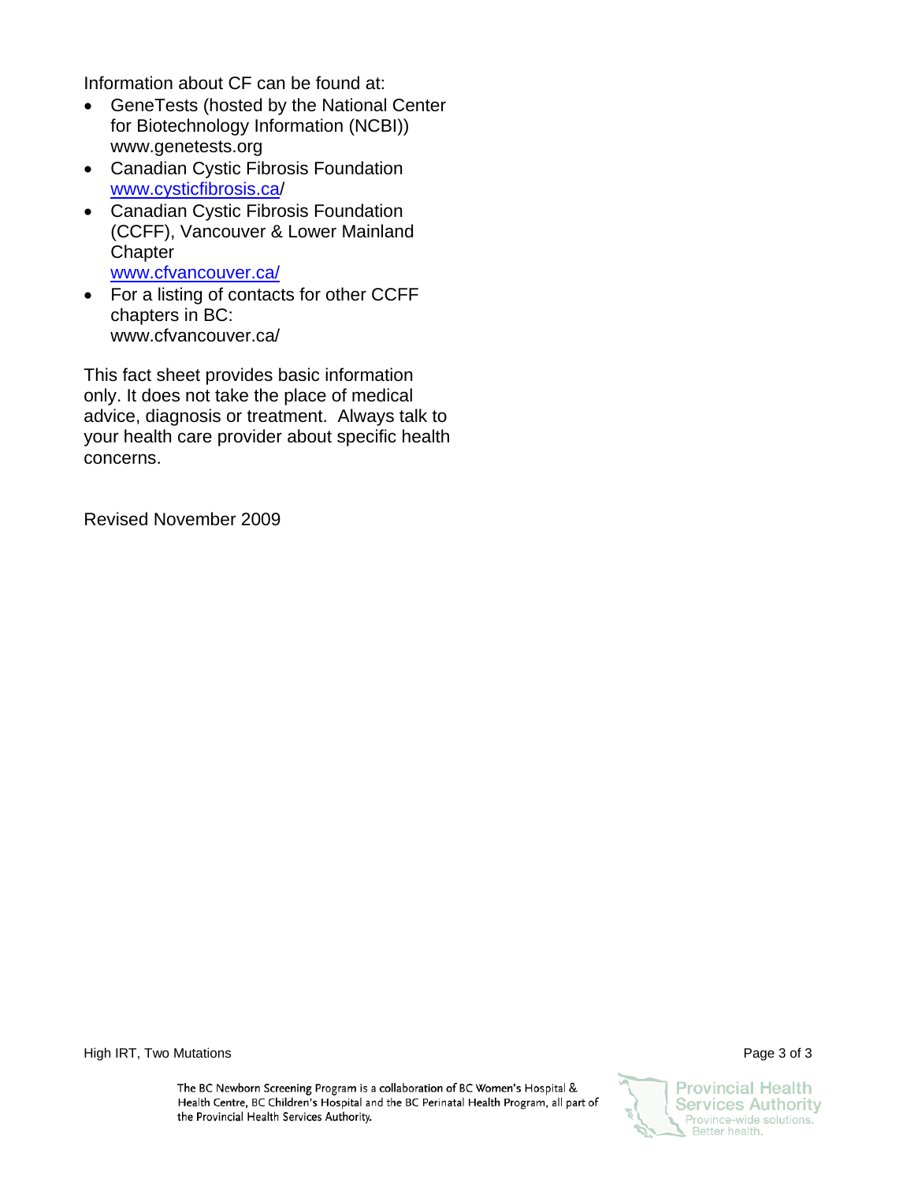Information about CF can be found at:

- GeneTests (hosted by the National Center for Biotechnology Information (NCBI)) www.genetests.org
- Canadian Cystic Fibrosis Foundation www.cysticfibrosis.ca/
- Canadian Cystic Fibrosis Foundation (CCFF), Vancouver & Lower Mainland Chapter www.cfvancouver.ca/
- For a listing of contacts for other CCFF chapters in BC: www.cfvancouver.ca/

This fact sheet provides basic information only. It does not take the place of medical advice, diagnosis or treatment. Always talk to your health care provider about specific health concerns.

Revised November 2009

The BC Newborn Screening Program is a collaboration of BC Women's Hospital & Health Centre, BC Children's Hospital and the BC Perinatal Health Program, all part of the Provincial Health Services Authority.